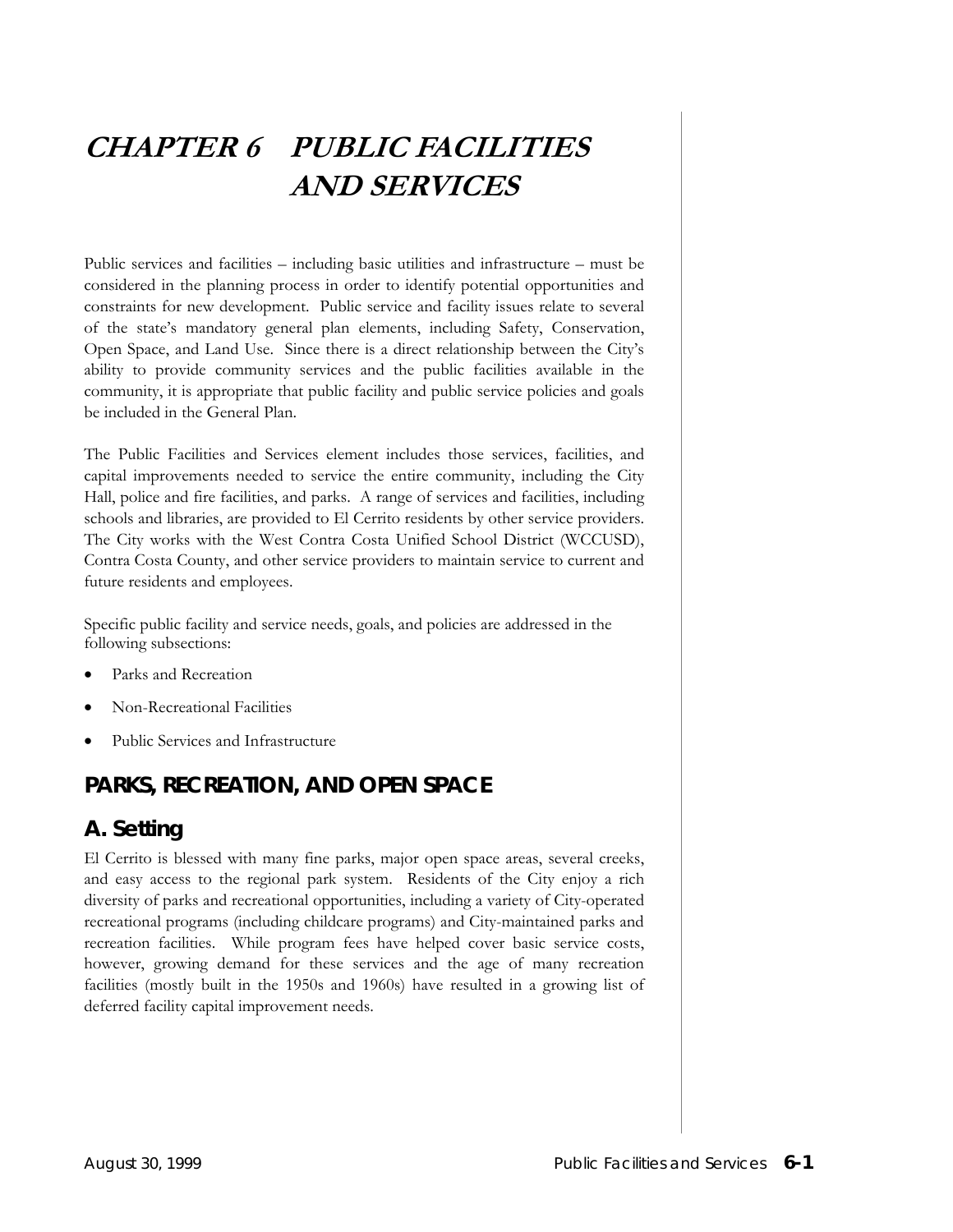# CHAPTER 6 PUBLIC FACILITIES AND SERVICES

Public services and facilities – including basic utilities and infrastructure – must be considered in the planning process in order to identify potential opportunities and constraints for new development. Public service and facility issues relate to several of the state's mandatory general plan elements, including Safety, Conservation, Open Space, and Land Use. Since there is a direct relationship between the City's ability to provide community services and the public facilities available in the community, it is appropriate that public facility and public service policies and goals be included in the General Plan.

The Public Facilities and Services element includes those services, facilities, and capital improvements needed to service the entire community, including the City Hall, police and fire facilities, and parks. A range of services and facilities, including schools and libraries, are provided to El Cerrito residents by other service providers. The City works with the West Contra Costa Unified School District (WCCUSD), Contra Costa County, and other service providers to maintain service to current and future residents and employees.

Specific public facility and service needs, goals, and policies are addressed in the following subsections:

- Parks and Recreation
- Non-Recreational Facilities
- Public Services and Infrastructure

## PARKS, RECREATION, AND OPEN SPACE

### A. Setting

El Cerrito is blessed with many fine parks, major open space areas, several creeks, and easy access to the regional park system. Residents of the City enjoy a rich diversity of parks and recreational opportunities, including a variety of City-operated recreational programs (including childcare programs) and City-maintained parks and recreation facilities. While program fees have helped cover basic service costs, however, growing demand for these services and the age of many recreation facilities (mostly built in the 1950s and 1960s) have resulted in a growing list of deferred facility capital improvement needs.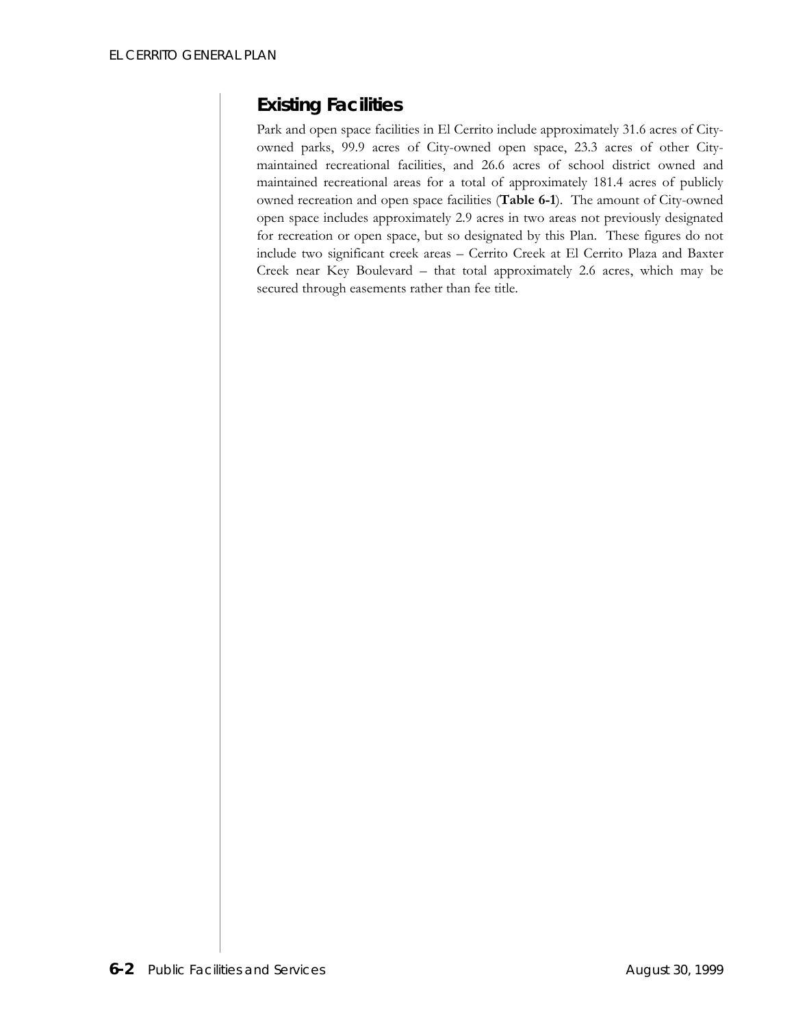## Existing Facilities

Park and open space facilities in El Cerrito include approximately 31.6 acres of City-owned parks, 99.9 acres of City-owned open space, 23.3 acres of other City-maintained recreational facilities, and 26.6 acres of school district owned and maintained recreational areas for a total of approximately 181.4 acres of publicly owned recreation and open space facilities (**Table 6-1**). The amount of City-owned open space includes approximately 2.9 acres in two areas not previously designated for recreation or open space, but so designated by this Plan. These figures do not include two significant creek areas – Cerrito Creek at El Cerrito Plaza and Baxter Creek near Key Boulevard – that total approximately 2.6 acres, which may be secured through easements rather than fee title.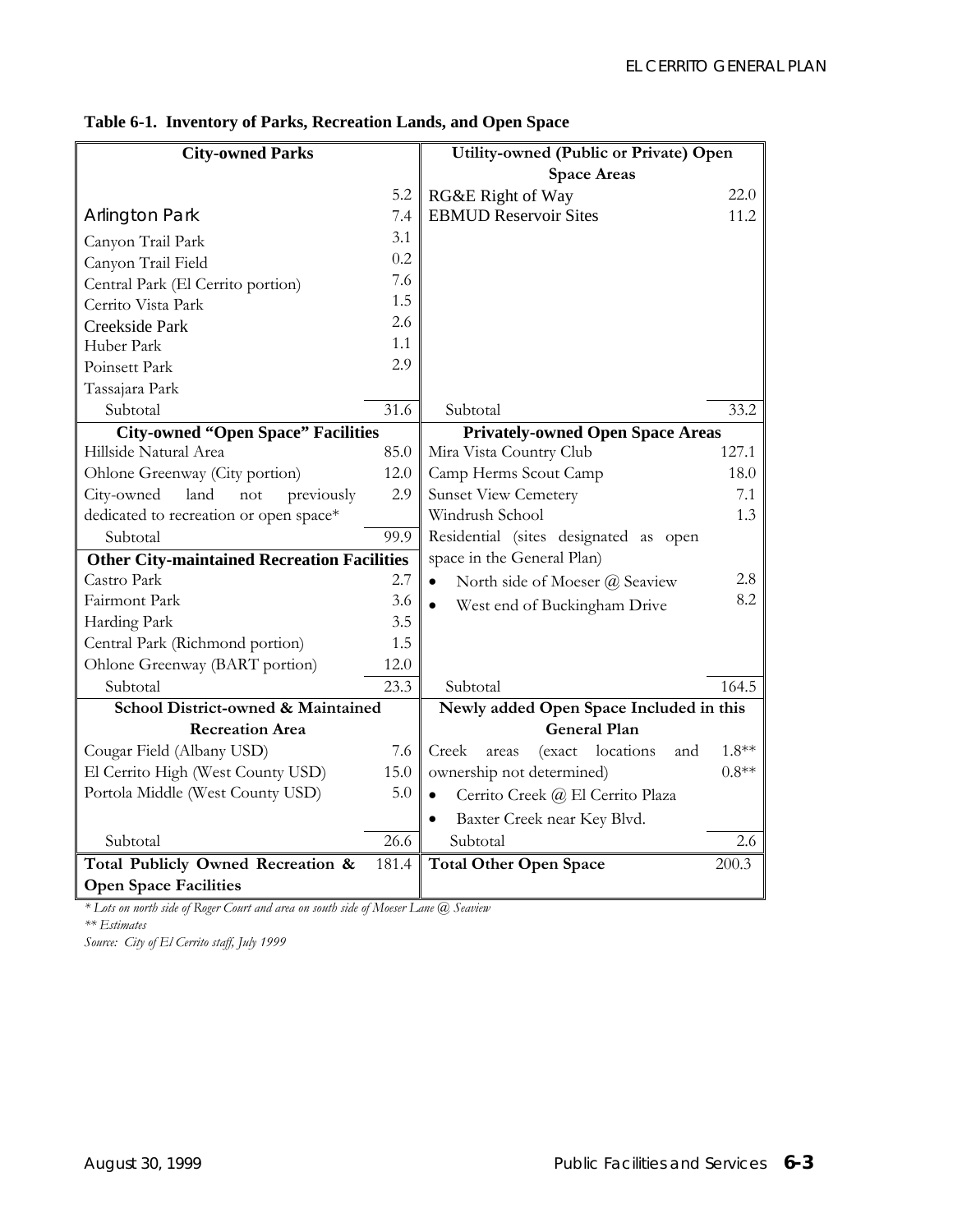**Table 6-1. Inventory of Parks, Recreation Lands, and Open Space**

| City-owned Parks | | Utility-owned (Public or Private) Open Space Areas | |
|---|---|---|---|
| | 5.2 | RG&E Right of Way | 22.0 |
| Arlington Park | 7.4 | EBMUD Reservoir Sites | 11.2 |
| Canyon Trail Park | 3.1 | | |
| Canyon Trail Field | 0.2 | | |
| Central Park (El Cerrito portion) | 7.6 | | |
| Cerrito Vista Park | 1.5 | | |
| Creekside Park | 2.6 | | |
| Huber Park | 1.1 | | |
| Poinsett Park | 2.9 | | |
| Tassajara Park | | | |
| Subtotal | 31.6 | Subtotal | 33.2 |
| **City-owned "Open Space" Facilities** | | **Privately-owned Open Space Areas** | |
| Hillside Natural Area | 85.0 | Mira Vista Country Club | 127.1 |
| Ohlone Greenway (City portion) | 12.0 | Camp Herms Scout Camp | 18.0 |
| City-owned land not previously dedicated to recreation or open space* | 2.9 | Sunset View Cemetery | 7.1 |
| | | Windrush School | 1.3 |
| Subtotal | 99.9 | Residential (sites designated as open space in the General Plan) | |
| **Other City-maintained Recreation Facilities** | | | |
| Castro Park | 2.7 | • North side of Moeser @ Seaview | 2.8 |
| Fairmont Park | 3.6 | • West end of Buckingham Drive | 8.2 |
| Harding Park | 3.5 | | |
| Central Park (Richmond portion) | 1.5 | | |
| Ohlone Greenway (BART portion) | 12.0 | | |
| Subtotal | 23.3 | Subtotal | 164.5 |
| **School District-owned & Maintained Recreation Area** | | **Newly added Open Space Included in this General Plan** | |
| Cougar Field (Albany USD) | 7.6 | Creek areas (exact locations and ownership not determined) | 1.8** |
| El Cerrito High (West County USD) | 15.0 | | 0.8** |
| Portola Middle (West County USD) | 5.0 | • Cerrito Creek @ El Cerrito Plaza | |
| | | • Baxter Creek near Key Blvd. | |
| Subtotal | 26.6 | Subtotal | 2.6 |
| **Total Publicly Owned Recreation & Open Space Facilities** | 181.4 | **Total Other Open Space** | 200.3 |

*\* Lots on north side of Roger Court and area on south side of Moeser Lane @ Seaview*

*\*\* Estimates*

*Source: City of El Cerrito staff, July 1999*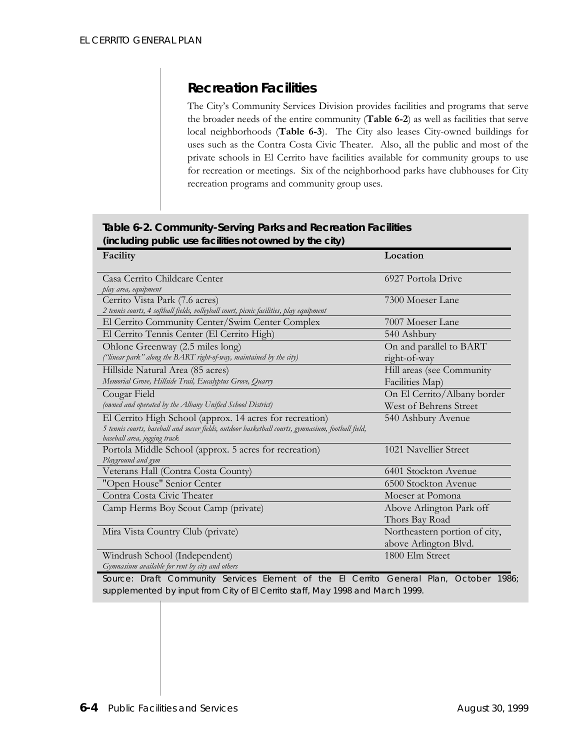## Recreation Facilities

The City's Community Services Division provides facilities and programs that serve the broader needs of the entire community (**Table 6-2**) as well as facilities that serve local neighborhoods (**Table 6-3**). The City also leases City-owned buildings for uses such as the Contra Costa Civic Theater. Also, all the public and most of the private schools in El Cerrito have facilities available for community groups to use for recreation or meetings. Six of the neighborhood parks have clubhouses for City recreation programs and community group uses.

**Table 6-2. Community-Serving Parks and Recreation Facilities (including public use facilities not owned by the city)**

| Facility | Location |
|---|---|
| Casa Cerrito Childcare Center<br>*play area, equipment* | 6927 Portola Drive |
| Cerrito Vista Park (7.6 acres)<br>*2 tennis courts, 4 softball fields, volleyball court, picnic facilities, play equipment* | 7300 Moeser Lane |
| El Cerrito Community Center/Swim Center Complex | 7007 Moeser Lane |
| El Cerrito Tennis Center (El Cerrito High) | 540 Ashbury |
| Ohlone Greenway (2.5 miles long)<br>*("linear park" along the BART right-of-way, maintained by the city)* | On and parallel to BART right-of-way |
| Hillside Natural Area (85 acres)<br>*Memorial Grove, Hillside Trail, Eucalyptus Grove, Quarry* | Hill areas (see Community Facilities Map) |
| Cougar Field<br>*(owned and operated by the Albany Unified School District)* | On El Cerrito/Albany border West of Behrens Street |
| El Cerrito High School (approx. 14 acres for recreation)<br>*5 tennis courts, baseball and soccer fields, outdoor basketball courts, gymnasium, football field, baseball area, jogging track* | 540 Ashbury Avenue |
| Portola Middle School (approx. 5 acres for recreation)<br>*Playground and gym* | 1021 Navellier Street |
| Veterans Hall (Contra Costa County) | 6401 Stockton Avenue |
| "Open House" Senior Center | 6500 Stockton Avenue |
| Contra Costa Civic Theater | Moeser at Pomona |
| Camp Herms Boy Scout Camp (private) | Above Arlington Park off Thors Bay Road |
| Mira Vista Country Club (private) | Northeastern portion of city, above Arlington Blvd. |
| Windrush School (Independent)<br>*Gymnasium available for rent by city and others* | 1800 Elm Street |

Source: Draft Community Services Element of the El Cerrito General Plan, October 1986; supplemented by input from City of El Cerrito staff, May 1998 and March 1999.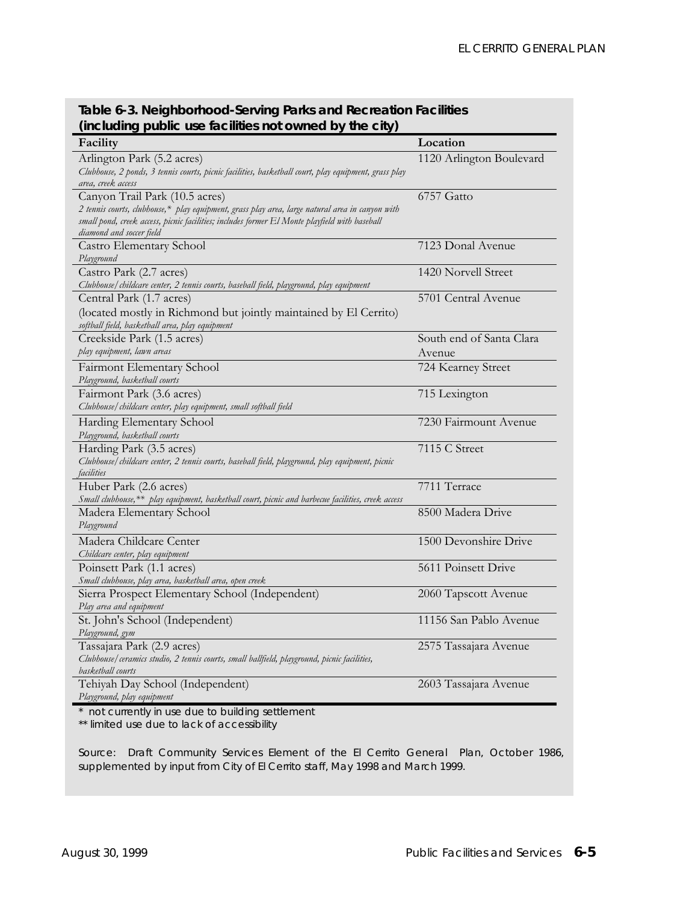**Table 6-3. Neighborhood-Serving Parks and Recreation Facilities (including public use facilities not owned by the city)**

| Facility | Location |
|---|---|
| Arlington Park (5.2 acres)<br>*Clubhouse, 2 ponds, 3 tennis courts, picnic facilities, basketball court, play equipment, grass play area, creek access* | 1120 Arlington Boulevard |
| Canyon Trail Park (10.5 acres)<br>*2 tennis courts, clubhouse,* play equipment, grass play area, large natural area in canyon with small pond, creek access, picnic facilities; includes former El Monte playfield with baseball diamond and soccer field* | 6757 Gatto |
| Castro Elementary School<br>*Playground* | 7123 Donal Avenue |
| Castro Park (2.7 acres)<br>*Clubhouse/childcare center, 2 tennis courts, baseball field, playground, play equipment* | 1420 Norvell Street |
| Central Park (1.7 acres)<br>(located mostly in Richmond but jointly maintained by El Cerrito)<br>*softball field, basketball area, play equipment* | 5701 Central Avenue |
| Creekside Park (1.5 acres)<br>*play equipment, lawn areas* | South end of Santa Clara Avenue |
| Fairmont Elementary School<br>*Playground, basketball courts* | 724 Kearney Street |
| Fairmont Park (3.6 acres)<br>*Clubhouse/childcare center, play equipment, small softball field* | 715 Lexington |
| Harding Elementary School<br>*Playground, basketball courts* | 7230 Fairmount Avenue |
| Harding Park (3.5 acres)<br>*Clubhouse/childcare center, 2 tennis courts, baseball field, playground, play equipment, picnic facilities* | 7115 C Street |
| Huber Park (2.6 acres)<br>*Small clubhouse,** play equipment, basketball court, picnic and barbecue facilities, creek access* | 7711 Terrace |
| Madera Elementary School<br>*Playground* | 8500 Madera Drive |
| Madera Childcare Center<br>*Childcare center, play equipment* | 1500 Devonshire Drive |
| Poinsett Park (1.1 acres)<br>*Small clubhouse, play area, basketball area, open creek* | 5611 Poinsett Drive |
| Sierra Prospect Elementary School (Independent)<br>*Play area and equipment* | 2060 Tapscott Avenue |
| St. John's School (Independent)<br>*Playground, gym* | 11156 San Pablo Avenue |
| Tassajara Park (2.9 acres)<br>*Clubhouse/ceramics studio, 2 tennis courts, small ballfield, playground, picnic facilities, basketball courts* | 2575 Tassajara Avenue |
| Tehiyah Day School (Independent)<br>*Playground, play equipment* | 2603 Tassajara Avenue |

\* not currently in use due to building settlement

** limited use due to lack of accessibility

Source: Draft Community Services Element of the El Cerrito General Plan, October 1986, supplemented by input from City of El Cerrito staff, May 1998 and March 1999.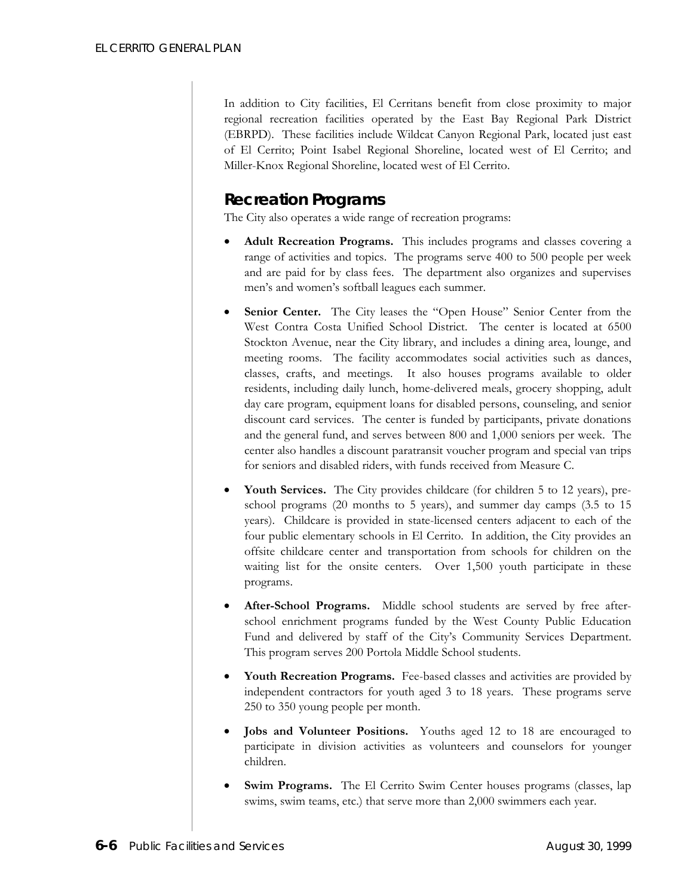In addition to City facilities, El Cerritans benefit from close proximity to major regional recreation facilities operated by the East Bay Regional Park District (EBRPD). These facilities include Wildcat Canyon Regional Park, located just east of El Cerrito; Point Isabel Regional Shoreline, located west of El Cerrito; and Miller-Knox Regional Shoreline, located west of El Cerrito.

## Recreation Programs

The City also operates a wide range of recreation programs:

- **Adult Recreation Programs.** This includes programs and classes covering a range of activities and topics. The programs serve 400 to 500 people per week and are paid for by class fees. The department also organizes and supervises men's and women's softball leagues each summer.
- **Senior Center.** The City leases the "Open House" Senior Center from the West Contra Costa Unified School District. The center is located at 6500 Stockton Avenue, near the City library, and includes a dining area, lounge, and meeting rooms. The facility accommodates social activities such as dances, classes, crafts, and meetings. It also houses programs available to older residents, including daily lunch, home-delivered meals, grocery shopping, adult day care program, equipment loans for disabled persons, counseling, and senior discount card services. The center is funded by participants, private donations and the general fund, and serves between 800 and 1,000 seniors per week. The center also handles a discount paratransit voucher program and special van trips for seniors and disabled riders, with funds received from Measure C.
- **Youth Services.** The City provides childcare (for children 5 to 12 years), pre-school programs (20 months to 5 years), and summer day camps (3.5 to 15 years). Childcare is provided in state-licensed centers adjacent to each of the four public elementary schools in El Cerrito. In addition, the City provides an offsite childcare center and transportation from schools for children on the waiting list for the onsite centers. Over 1,500 youth participate in these programs.
- **After-School Programs.** Middle school students are served by free after-school enrichment programs funded by the West County Public Education Fund and delivered by staff of the City's Community Services Department. This program serves 200 Portola Middle School students.
- **Youth Recreation Programs.** Fee-based classes and activities are provided by independent contractors for youth aged 3 to 18 years. These programs serve 250 to 350 young people per month.
- **Jobs and Volunteer Positions.** Youths aged 12 to 18 are encouraged to participate in division activities as volunteers and counselors for younger children.
- **Swim Programs.** The El Cerrito Swim Center houses programs (classes, lap swims, swim teams, etc.) that serve more than 2,000 swimmers each year.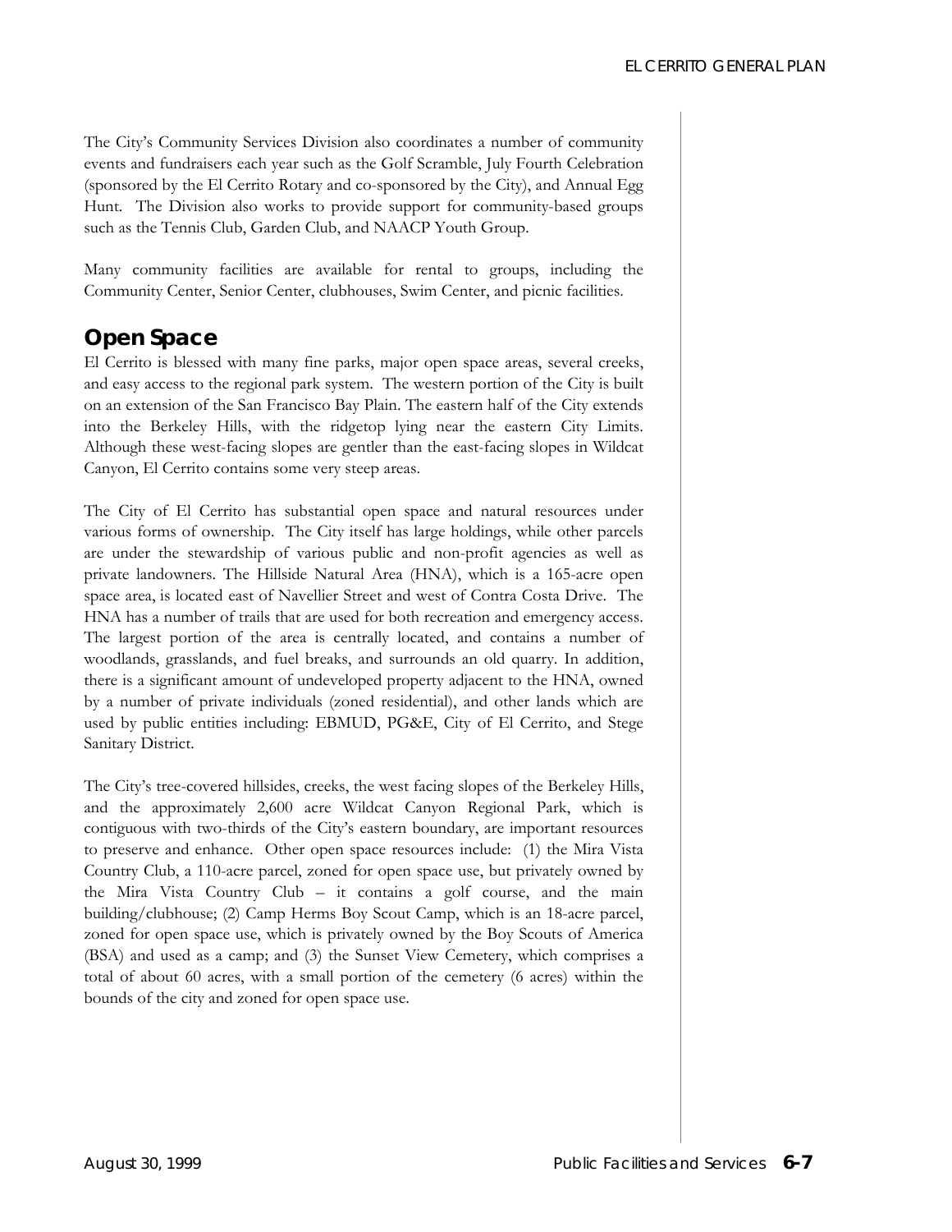The City's Community Services Division also coordinates a number of community events and fundraisers each year such as the Golf Scramble, July Fourth Celebration (sponsored by the El Cerrito Rotary and co-sponsored by the City), and Annual Egg Hunt. The Division also works to provide support for community-based groups such as the Tennis Club, Garden Club, and NAACP Youth Group.

Many community facilities are available for rental to groups, including the Community Center, Senior Center, clubhouses, Swim Center, and picnic facilities.

## Open Space

El Cerrito is blessed with many fine parks, major open space areas, several creeks, and easy access to the regional park system. The western portion of the City is built on an extension of the San Francisco Bay Plain. The eastern half of the City extends into the Berkeley Hills, with the ridgetop lying near the eastern City Limits. Although these west-facing slopes are gentler than the east-facing slopes in Wildcat Canyon, El Cerrito contains some very steep areas.

The City of El Cerrito has substantial open space and natural resources under various forms of ownership. The City itself has large holdings, while other parcels are under the stewardship of various public and non-profit agencies as well as private landowners. The Hillside Natural Area (HNA), which is a 165-acre open space area, is located east of Navellier Street and west of Contra Costa Drive. The HNA has a number of trails that are used for both recreation and emergency access. The largest portion of the area is centrally located, and contains a number of woodlands, grasslands, and fuel breaks, and surrounds an old quarry. In addition, there is a significant amount of undeveloped property adjacent to the HNA, owned by a number of private individuals (zoned residential), and other lands which are used by public entities including: EBMUD, PG&E, City of El Cerrito, and Stege Sanitary District.

The City's tree-covered hillsides, creeks, the west facing slopes of the Berkeley Hills, and the approximately 2,600 acre Wildcat Canyon Regional Park, which is contiguous with two-thirds of the City's eastern boundary, are important resources to preserve and enhance. Other open space resources include: (1) the Mira Vista Country Club, a 110-acre parcel, zoned for open space use, but privately owned by the Mira Vista Country Club – it contains a golf course, and the main building/clubhouse; (2) Camp Herms Boy Scout Camp, which is an 18-acre parcel, zoned for open space use, which is privately owned by the Boy Scouts of America (BSA) and used as a camp; and (3) the Sunset View Cemetery, which comprises a total of about 60 acres, with a small portion of the cemetery (6 acres) within the bounds of the city and zoned for open space use.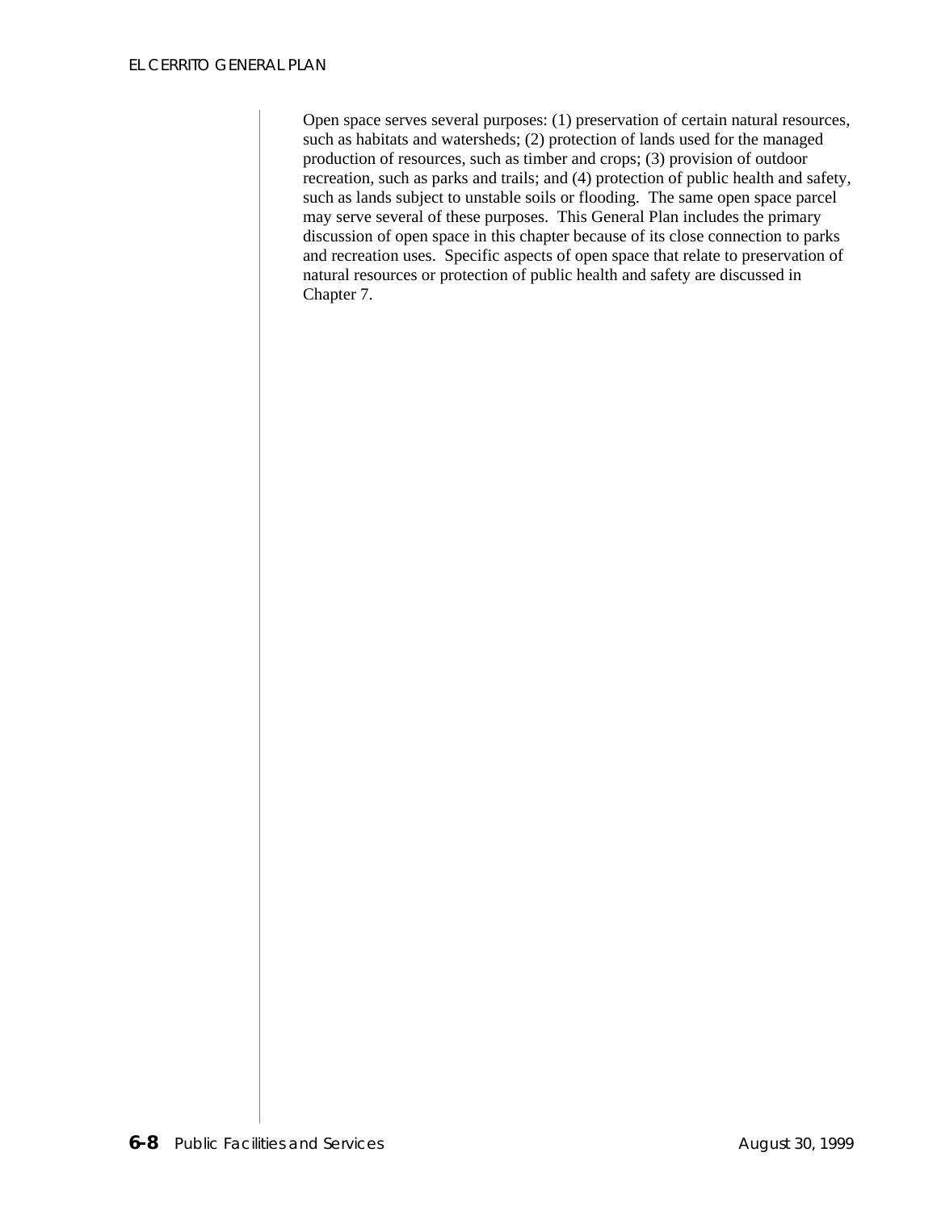Open space serves several purposes: (1) preservation of certain natural resources, such as habitats and watersheds; (2) protection of lands used for the managed production of resources, such as timber and crops; (3) provision of outdoor recreation, such as parks and trails; and (4) protection of public health and safety, such as lands subject to unstable soils or flooding. The same open space parcel may serve several of these purposes. This General Plan includes the primary discussion of open space in this chapter because of its close connection to parks and recreation uses. Specific aspects of open space that relate to preservation of natural resources or protection of public health and safety are discussed in Chapter 7.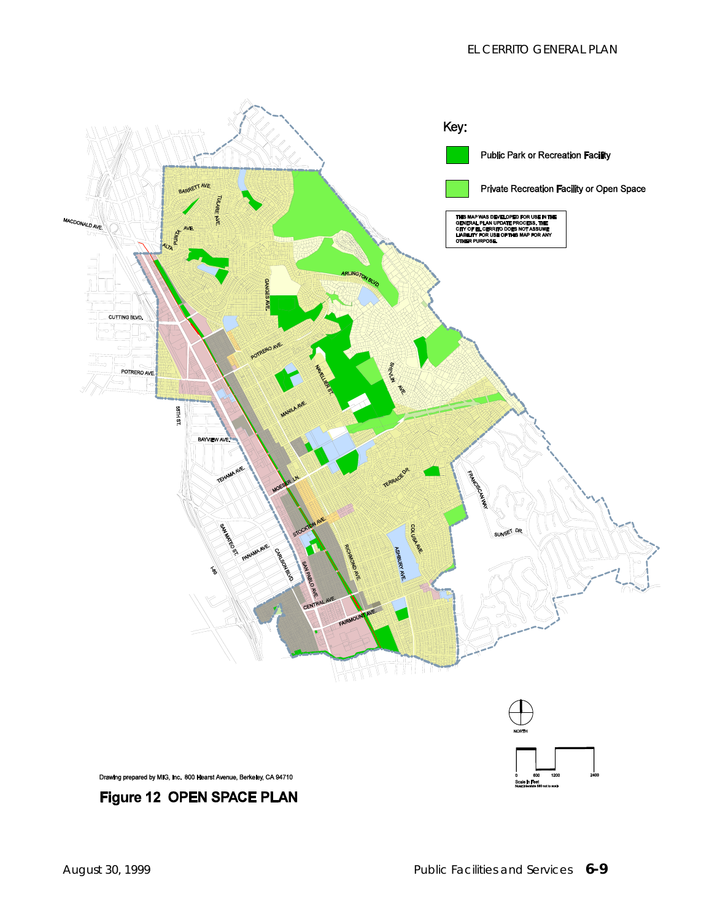Key:

Public Park or Recreation Facility

Private Recreation Facility or Open Space

THIS MAP WAS DEVELOPED FOR USE IN THE GENERAL PLAN UPDATE PROCESS. THE CITY OF EL CERRITO DOES NOT ASSUME LIABILITY FOR USE OF THIS MAP FOR ANY OTHER PURPOSE.

NORTH

0 600 1200 2400

Scale in Feet

Note: Interstate 580 not to scale

Drawing prepared by MIG, Inc. 800 Hearst Avenue, Berkeley, CA 94710

**Figure 12 OPEN SPACE PLAN**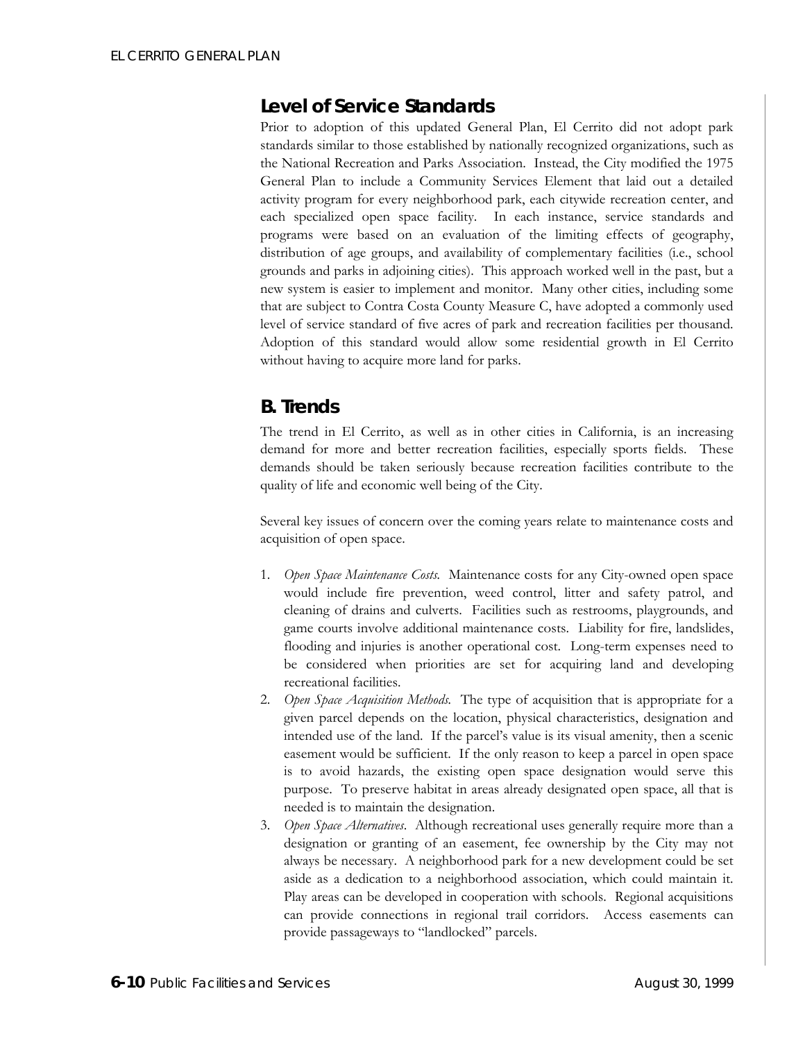## Level of Service Standards

Prior to adoption of this updated General Plan, El Cerrito did not adopt park standards similar to those established by nationally recognized organizations, such as the National Recreation and Parks Association. Instead, the City modified the 1975 General Plan to include a Community Services Element that laid out a detailed activity program for every neighborhood park, each citywide recreation center, and each specialized open space facility. In each instance, service standards and programs were based on an evaluation of the limiting effects of geography, distribution of age groups, and availability of complementary facilities (i.e., school grounds and parks in adjoining cities). This approach worked well in the past, but a new system is easier to implement and monitor. Many other cities, including some that are subject to Contra Costa County Measure C, have adopted a commonly used level of service standard of five acres of park and recreation facilities per thousand. Adoption of this standard would allow some residential growth in El Cerrito without having to acquire more land for parks.

## B. Trends

The trend in El Cerrito, as well as in other cities in California, is an increasing demand for more and better recreation facilities, especially sports fields. These demands should be taken seriously because recreation facilities contribute to the quality of life and economic well being of the City.

Several key issues of concern over the coming years relate to maintenance costs and acquisition of open space.

1. *Open Space Maintenance Costs.* Maintenance costs for any City-owned open space would include fire prevention, weed control, litter and safety patrol, and cleaning of drains and culverts. Facilities such as restrooms, playgrounds, and game courts involve additional maintenance costs. Liability for fire, landslides, flooding and injuries is another operational cost. Long-term expenses need to be considered when priorities are set for acquiring land and developing recreational facilities.
2. *Open Space Acquisition Methods.* The type of acquisition that is appropriate for a given parcel depends on the location, physical characteristics, designation and intended use of the land. If the parcel's value is its visual amenity, then a scenic easement would be sufficient. If the only reason to keep a parcel in open space is to avoid hazards, the existing open space designation would serve this purpose. To preserve habitat in areas already designated open space, all that is needed is to maintain the designation.
3. *Open Space Alternatives*. Although recreational uses generally require more than a designation or granting of an easement, fee ownership by the City may not always be necessary. A neighborhood park for a new development could be set aside as a dedication to a neighborhood association, which could maintain it. Play areas can be developed in cooperation with schools. Regional acquisitions can provide connections in regional trail corridors. Access easements can provide passageways to "landlocked" parcels.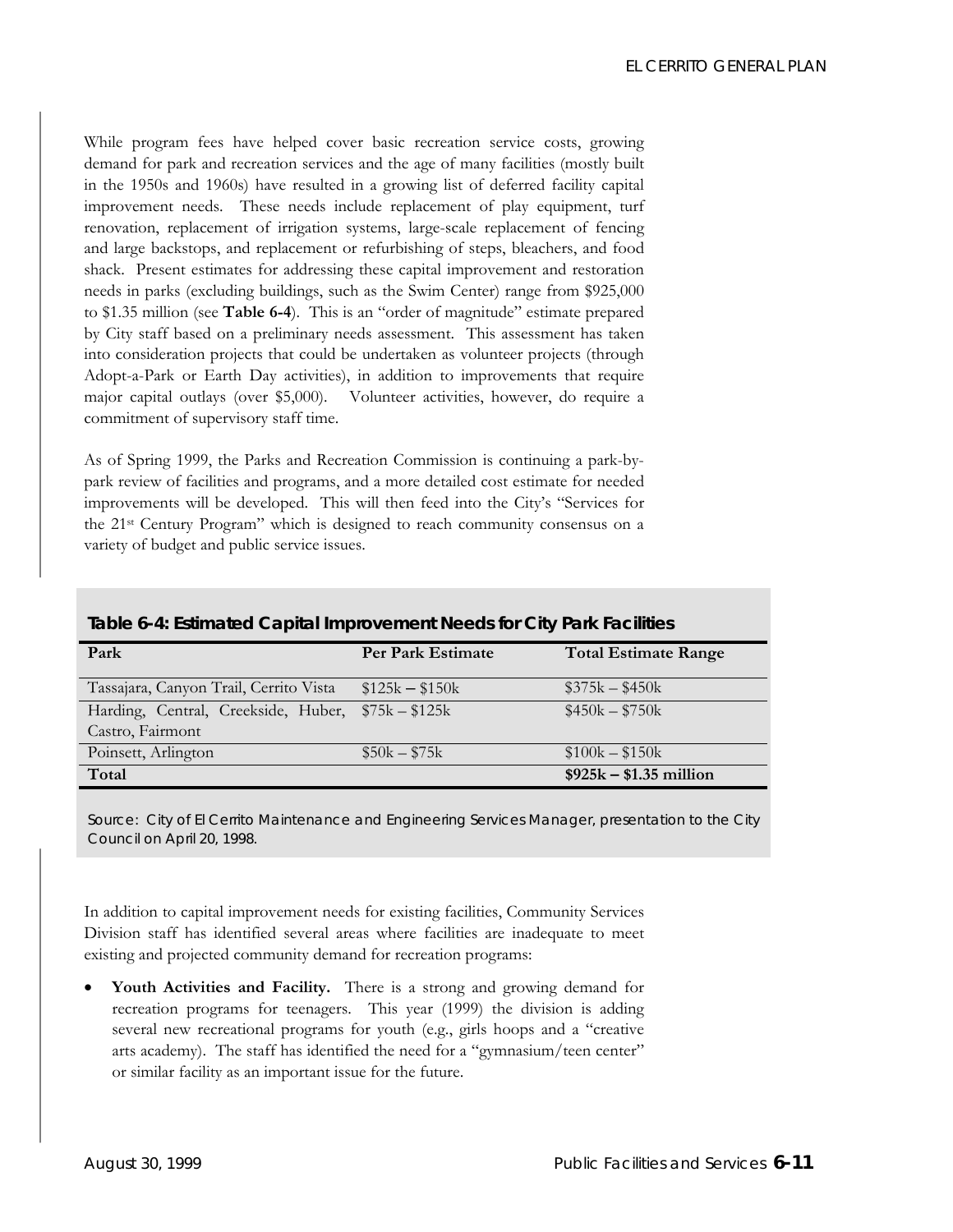While program fees have helped cover basic recreation service costs, growing demand for park and recreation services and the age of many facilities (mostly built in the 1950s and 1960s) have resulted in a growing list of deferred facility capital improvement needs. These needs include replacement of play equipment, turf renovation, replacement of irrigation systems, large-scale replacement of fencing and large backstops, and replacement or refurbishing of steps, bleachers, and food shack. Present estimates for addressing these capital improvement and restoration needs in parks (excluding buildings, such as the Swim Center) range from $925,000 to $1.35 million (see **Table 6-4**). This is an "order of magnitude" estimate prepared by City staff based on a preliminary needs assessment. This assessment has taken into consideration projects that could be undertaken as volunteer projects (through Adopt-a-Park or Earth Day activities), in addition to improvements that require major capital outlays (over $5,000). Volunteer activities, however, do require a commitment of supervisory staff time.

As of Spring 1999, the Parks and Recreation Commission is continuing a park-by-park review of facilities and programs, and a more detailed cost estimate for needed improvements will be developed. This will then feed into the City's "Services for the 21st Century Program" which is designed to reach community consensus on a variety of budget and public service issues.

**Table 6-4: Estimated Capital Improvement Needs for City Park Facilities**

| Park | Per Park Estimate | Total Estimate Range |
|---|---|---|
| Tassajara, Canyon Trail, Cerrito Vista | $125k – $150k | $375k – $450k |
| Harding, Central, Creekside, Huber, Castro, Fairmont | $75k – $125k | $450k – $750k |
| Poinsett, Arlington | $50k – $75k | $100k – $150k |
| **Total** | | **$925k – $1.35 million** |

Source: City of El Cerrito Maintenance and Engineering Services Manager, presentation to the City Council on April 20, 1998.

In addition to capital improvement needs for existing facilities, Community Services Division staff has identified several areas where facilities are inadequate to meet existing and projected community demand for recreation programs:

- **Youth Activities and Facility.** There is a strong and growing demand for recreation programs for teenagers. This year (1999) the division is adding several new recreational programs for youth (e.g., girls hoops and a "creative arts academy). The staff has identified the need for a "gymnasium/teen center" or similar facility as an important issue for the future.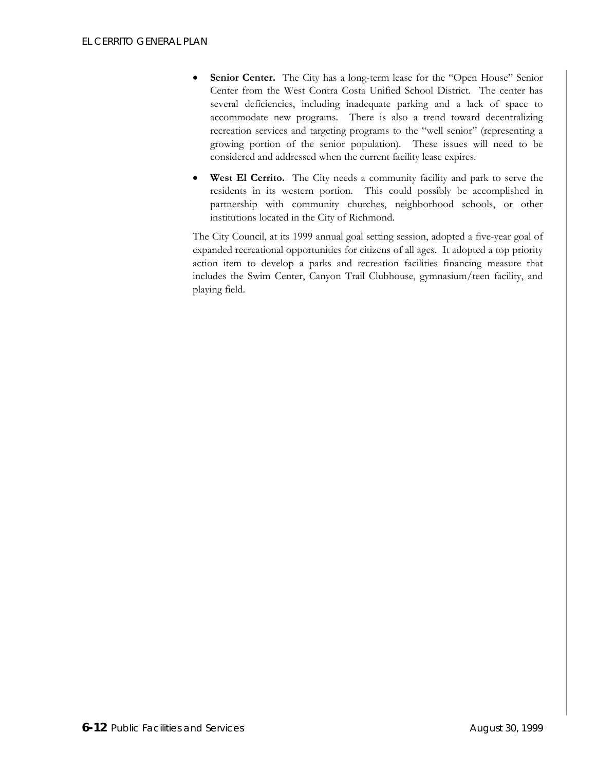- **Senior Center.** The City has a long-term lease for the "Open House" Senior Center from the West Contra Costa Unified School District. The center has several deficiencies, including inadequate parking and a lack of space to accommodate new programs. There is also a trend toward decentralizing recreation services and targeting programs to the "well senior" (representing a growing portion of the senior population). These issues will need to be considered and addressed when the current facility lease expires.

- **West El Cerrito.** The City needs a community facility and park to serve the residents in its western portion. This could possibly be accomplished in partnership with community churches, neighborhood schools, or other institutions located in the City of Richmond.

The City Council, at its 1999 annual goal setting session, adopted a five-year goal of expanded recreational opportunities for citizens of all ages. It adopted a top priority action item to develop a parks and recreation facilities financing measure that includes the Swim Center, Canyon Trail Clubhouse, gymnasium/teen facility, and playing field.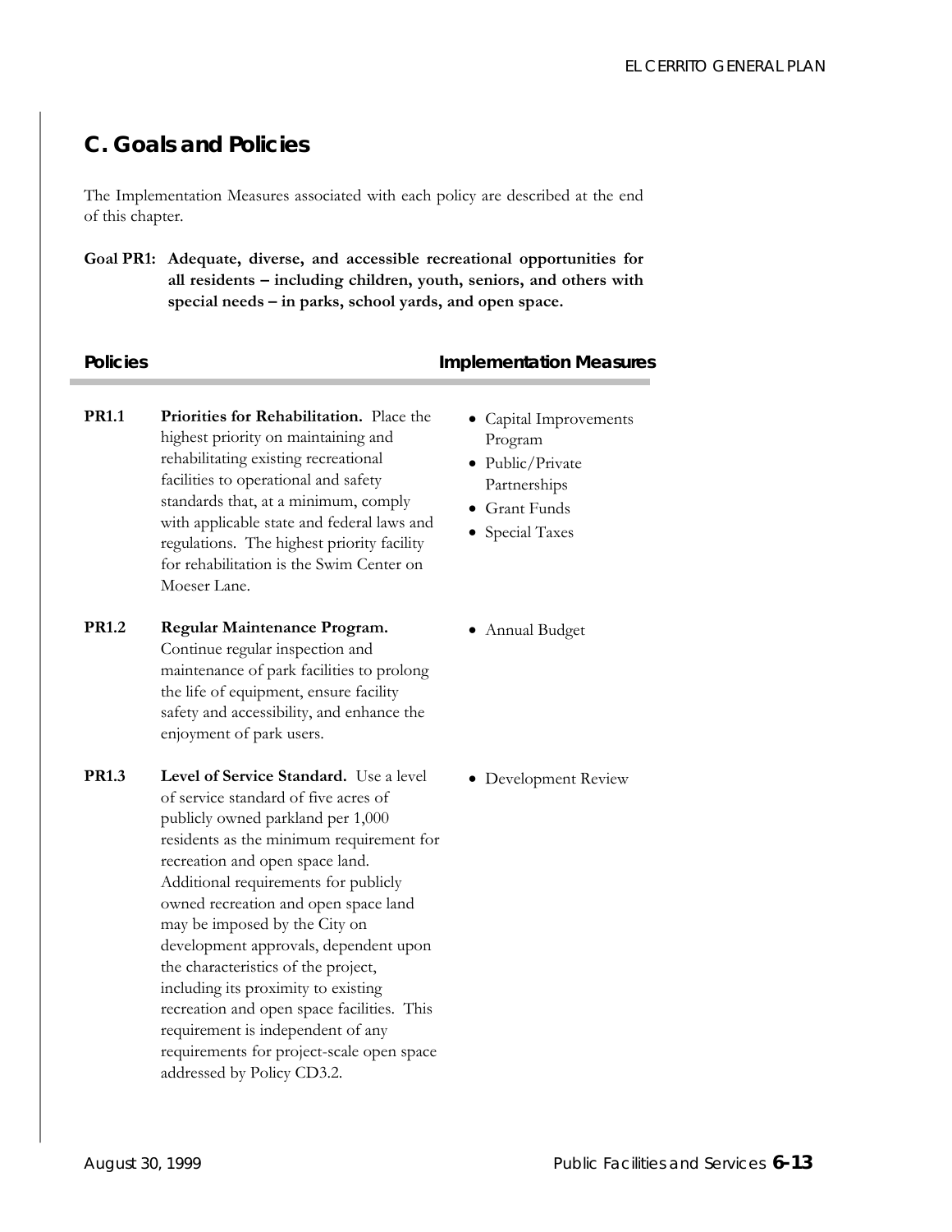## C. Goals and Policies

The Implementation Measures associated with each policy are described at the end of this chapter.

**Goal PR1: Adequate, diverse, and accessible recreational opportunities for all residents – including children, youth, seniors, and others with special needs – in parks, school yards, and open space.**

| Policies | | Implementation Measures |
|---|---|---|
| **PR1.1** | **Priorities for Rehabilitation.** Place the highest priority on maintaining and rehabilitating existing recreational facilities to operational and safety standards that, at a minimum, comply with applicable state and federal laws and regulations. The highest priority facility for rehabilitation is the Swim Center on Moeser Lane. | • Capital Improvements Program<br>• Public/Private Partnerships<br>• Grant Funds<br>• Special Taxes |
| **PR1.2** | **Regular Maintenance Program.** Continue regular inspection and maintenance of park facilities to prolong the life of equipment, ensure facility safety and accessibility, and enhance the enjoyment of park users. | • Annual Budget |
| **PR1.3** | **Level of Service Standard.** Use a level of service standard of five acres of publicly owned parkland per 1,000 residents as the minimum requirement for recreation and open space land. Additional requirements for publicly owned recreation and open space land may be imposed by the City on development approvals, dependent upon the characteristics of the project, including its proximity to existing recreation and open space facilities. This requirement is independent of any requirements for project-scale open space addressed by Policy CD3.2. | • Development Review |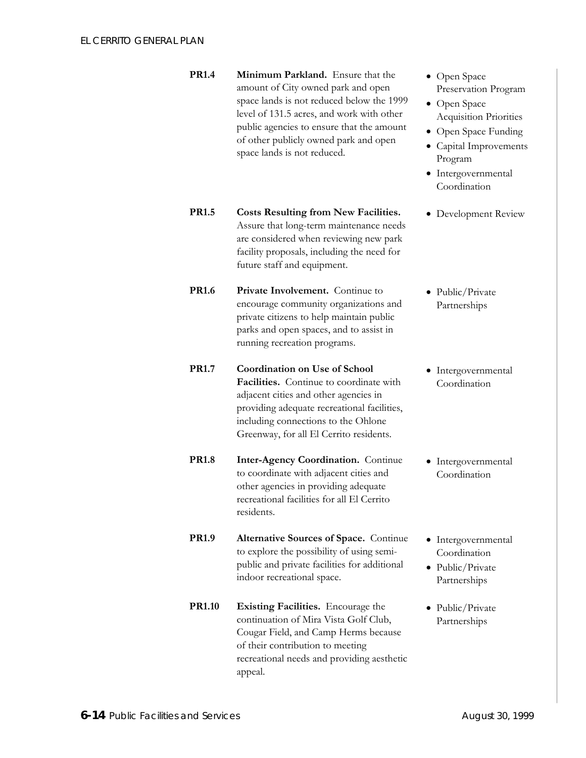| | Policy | Implementation |
|---|---|---|
| **PR1.4** | **Minimum Parkland.** Ensure that the amount of City owned park and open space lands is not reduced below the 1999 level of 131.5 acres, and work with other public agencies to ensure that the amount of other publicly owned park and open space lands is not reduced. | • Open Space Preservation Program<br>• Open Space Acquisition Priorities<br>• Open Space Funding<br>• Capital Improvements Program<br>• Intergovernmental Coordination |
| **PR1.5** | **Costs Resulting from New Facilities.** Assure that long-term maintenance needs are considered when reviewing new park facility proposals, including the need for future staff and equipment. | • Development Review |
| **PR1.6** | **Private Involvement.** Continue to encourage community organizations and private citizens to help maintain public parks and open spaces, and to assist in running recreation programs. | • Public/Private Partnerships |
| **PR1.7** | **Coordination on Use of School Facilities.** Continue to coordinate with adjacent cities and other agencies in providing adequate recreational facilities, including connections to the Ohlone Greenway, for all El Cerrito residents. | • Intergovernmental Coordination |
| **PR1.8** | **Inter-Agency Coordination.** Continue to coordinate with adjacent cities and other agencies in providing adequate recreational facilities for all El Cerrito residents. | • Intergovernmental Coordination |
| **PR1.9** | **Alternative Sources of Space.** Continue to explore the possibility of using semi-public and private facilities for additional indoor recreational space. | • Intergovernmental Coordination<br>• Public/Private Partnerships |
| **PR1.10** | **Existing Facilities.** Encourage the continuation of Mira Vista Golf Club, Cougar Field, and Camp Herms because of their contribution to meeting recreational needs and providing aesthetic appeal. | • Public/Private Partnerships |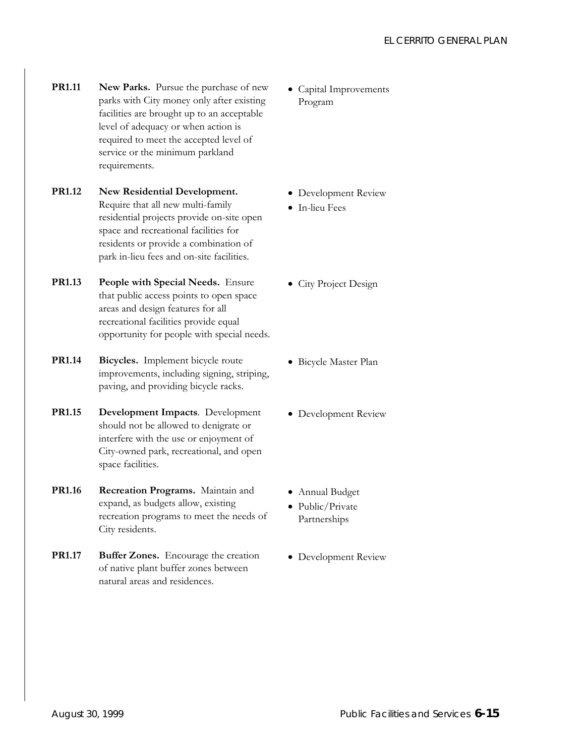**PR1.11** **New Parks.** Pursue the purchase of new parks with City money only after existing facilities are brought up to an acceptable level of adequacy or when action is required to meet the accepted level of service or the minimum parkland requirements.

- Capital Improvements Program

**PR1.12** **New Residential Development.** Require that all new multi-family residential projects provide on-site open space and recreational facilities for residents or provide a combination of park in-lieu fees and on-site facilities.

- Development Review
- In-lieu Fees

**PR1.13** **People with Special Needs.** Ensure that public access points to open space areas and design features for all recreational facilities provide equal opportunity for people with special needs.

- City Project Design

**PR1.14** **Bicycles.** Implement bicycle route improvements, including signing, striping, paving, and providing bicycle racks.

- Bicycle Master Plan

**PR1.15** **Development Impacts**. Development should not be allowed to denigrate or interfere with the use or enjoyment of City-owned park, recreational, and open space facilities.

- Development Review

**PR1.16** **Recreation Programs.** Maintain and expand, as budgets allow, existing recreation programs to meet the needs of City residents.

- Annual Budget
- Public/Private Partnerships

**PR1.17** **Buffer Zones.** Encourage the creation of native plant buffer zones between natural areas and residences.

- Development Review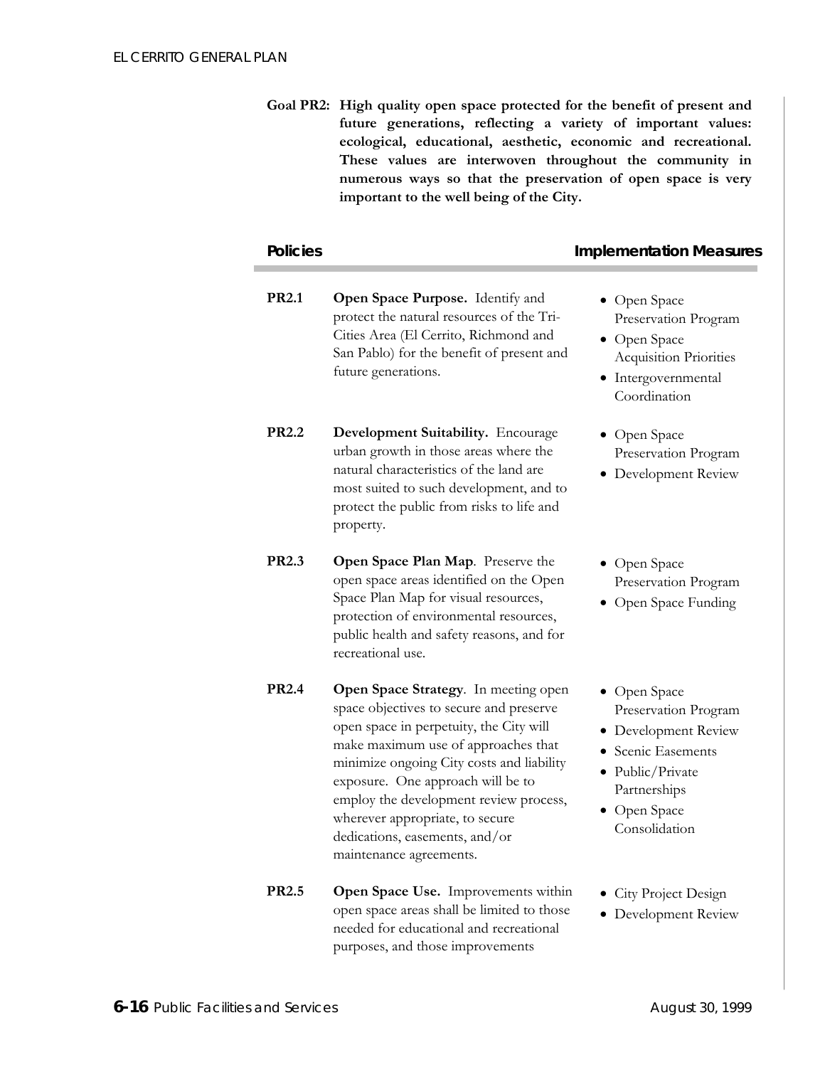**Goal PR2: High quality open space protected for the benefit of present and future generations, reflecting a variety of important values: ecological, educational, aesthetic, economic and recreational. These values are interwoven throughout the community in numerous ways so that the preservation of open space is very important to the well being of the City.**

| Policies | | Implementation Measures |
|---|---|---|
| **PR2.1** | **Open Space Purpose.** Identify and protect the natural resources of the Tri-Cities Area (El Cerrito, Richmond and San Pablo) for the benefit of present and future generations. | • Open Space Preservation Program<br>• Open Space Acquisition Priorities<br>• Intergovernmental Coordination |
| **PR2.2** | **Development Suitability.** Encourage urban growth in those areas where the natural characteristics of the land are most suited to such development, and to protect the public from risks to life and property. | • Open Space Preservation Program<br>• Development Review |
| **PR2.3** | **Open Space Plan Map**. Preserve the open space areas identified on the Open Space Plan Map for visual resources, protection of environmental resources, public health and safety reasons, and for recreational use. | • Open Space Preservation Program<br>• Open Space Funding |
| **PR2.4** | **Open Space Strategy**. In meeting open space objectives to secure and preserve open space in perpetuity, the City will make maximum use of approaches that minimize ongoing City costs and liability exposure. One approach will be to employ the development review process, wherever appropriate, to secure dedications, easements, and/or maintenance agreements. | • Open Space Preservation Program<br>• Development Review<br>• Scenic Easements<br>• Public/Private Partnerships<br>• Open Space Consolidation |
| **PR2.5** | **Open Space Use.** Improvements within open space areas shall be limited to those needed for educational and recreational purposes, and those improvements | • City Project Design<br>• Development Review |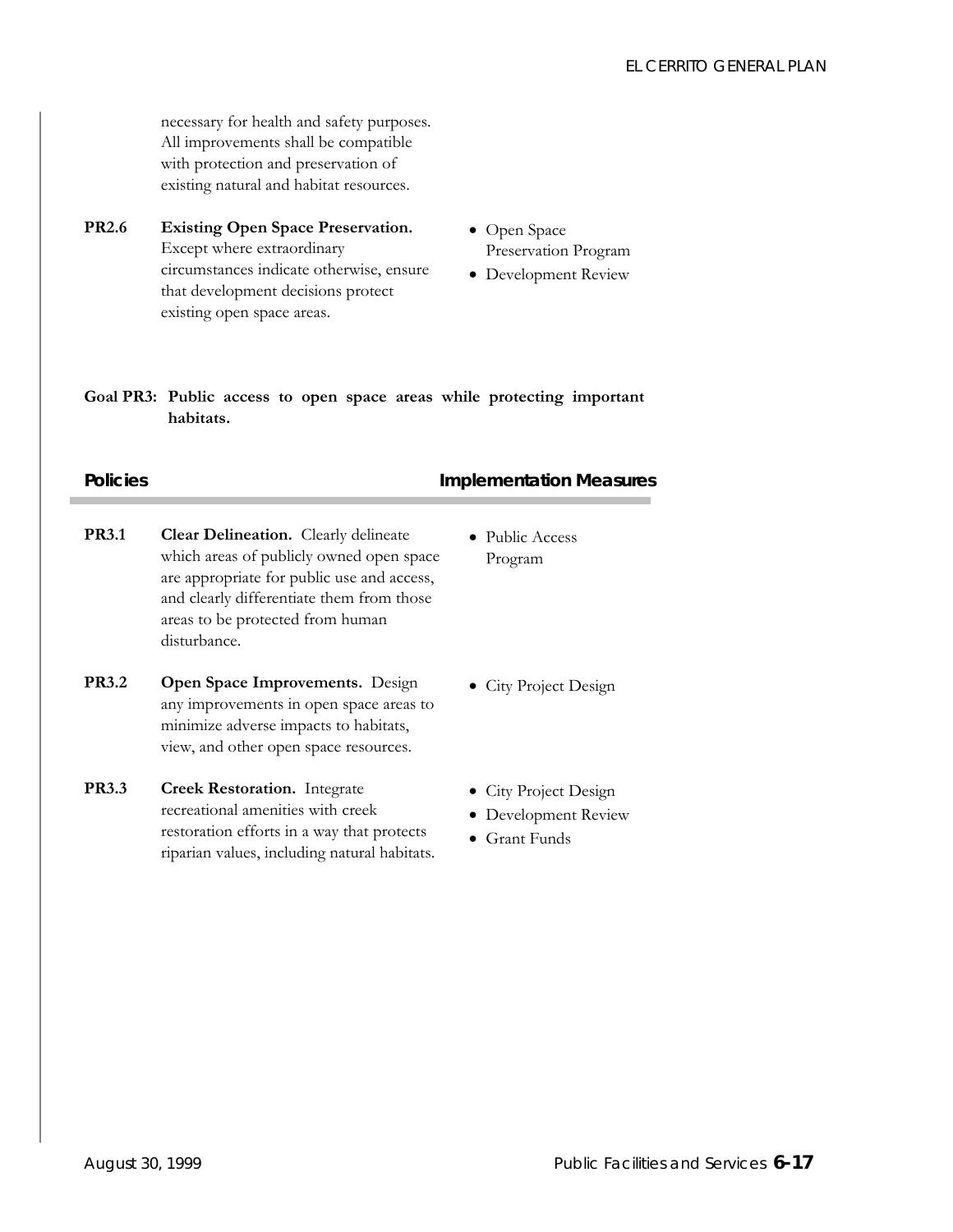necessary for health and safety purposes. All improvements shall be compatible with protection and preservation of existing natural and habitat resources.

| | Policies | Implementation Measures |
|---|---|---|
| **PR2.6** | **Existing Open Space Preservation.** Except where extraordinary circumstances indicate otherwise, ensure that development decisions protect existing open space areas. | • Open Space Preservation Program<br>• Development Review |

**Goal PR3: Public access to open space areas while protecting important habitats.**

| | Policies | Implementation Measures |
|---|---|---|
| **PR3.1** | **Clear Delineation.** Clearly delineate which areas of publicly owned open space are appropriate for public use and access, and clearly differentiate them from those areas to be protected from human disturbance. | • Public Access Program |
| **PR3.2** | **Open Space Improvements.** Design any improvements in open space areas to minimize adverse impacts to habitats, view, and other open space resources. | • City Project Design |
| **PR3.3** | **Creek Restoration.** Integrate recreational amenities with creek restoration efforts in a way that protects riparian values, including natural habitats. | • City Project Design<br>• Development Review<br>• Grant Funds |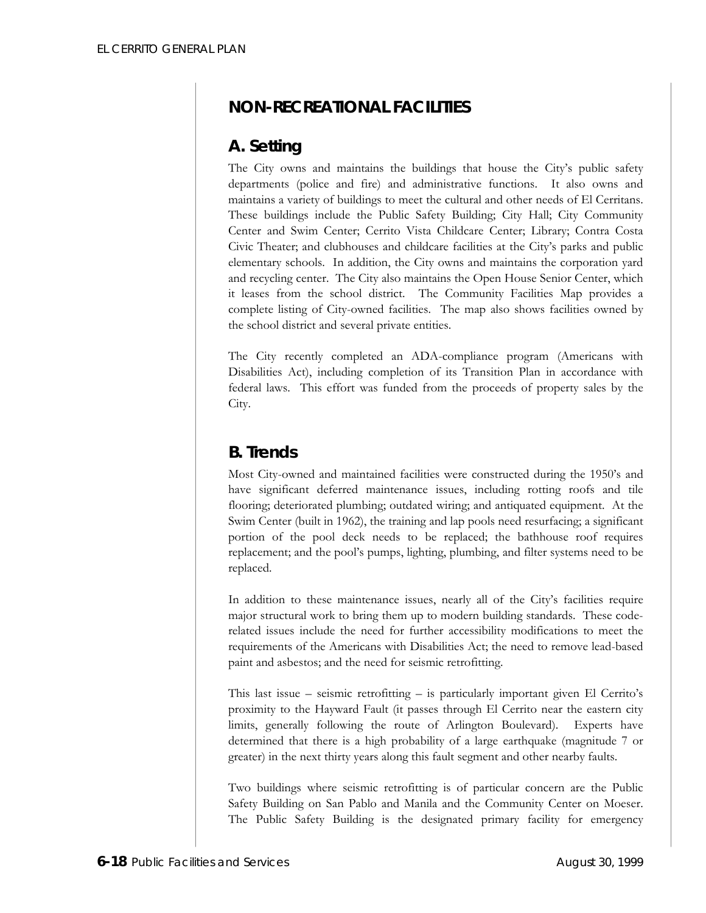## NON-RECREATIONAL FACILITIES

### A. Setting

The City owns and maintains the buildings that house the City's public safety departments (police and fire) and administrative functions. It also owns and maintains a variety of buildings to meet the cultural and other needs of El Cerritans. These buildings include the Public Safety Building; City Hall; City Community Center and Swim Center; Cerrito Vista Childcare Center; Library; Contra Costa Civic Theater; and clubhouses and childcare facilities at the City's parks and public elementary schools. In addition, the City owns and maintains the corporation yard and recycling center. The City also maintains the Open House Senior Center, which it leases from the school district. The Community Facilities Map provides a complete listing of City-owned facilities. The map also shows facilities owned by the school district and several private entities.

The City recently completed an ADA-compliance program (Americans with Disabilities Act), including completion of its Transition Plan in accordance with federal laws. This effort was funded from the proceeds of property sales by the City.

### B. Trends

Most City-owned and maintained facilities were constructed during the 1950's and have significant deferred maintenance issues, including rotting roofs and tile flooring; deteriorated plumbing; outdated wiring; and antiquated equipment. At the Swim Center (built in 1962), the training and lap pools need resurfacing; a significant portion of the pool deck needs to be replaced; the bathhouse roof requires replacement; and the pool's pumps, lighting, plumbing, and filter systems need to be replaced.

In addition to these maintenance issues, nearly all of the City's facilities require major structural work to bring them up to modern building standards. These code-related issues include the need for further accessibility modifications to meet the requirements of the Americans with Disabilities Act; the need to remove lead-based paint and asbestos; and the need for seismic retrofitting.

This last issue – seismic retrofitting – is particularly important given El Cerrito's proximity to the Hayward Fault (it passes through El Cerrito near the eastern city limits, generally following the route of Arlington Boulevard). Experts have determined that there is a high probability of a large earthquake (magnitude 7 or greater) in the next thirty years along this fault segment and other nearby faults.

Two buildings where seismic retrofitting is of particular concern are the Public Safety Building on San Pablo and Manila and the Community Center on Moeser. The Public Safety Building is the designated primary facility for emergency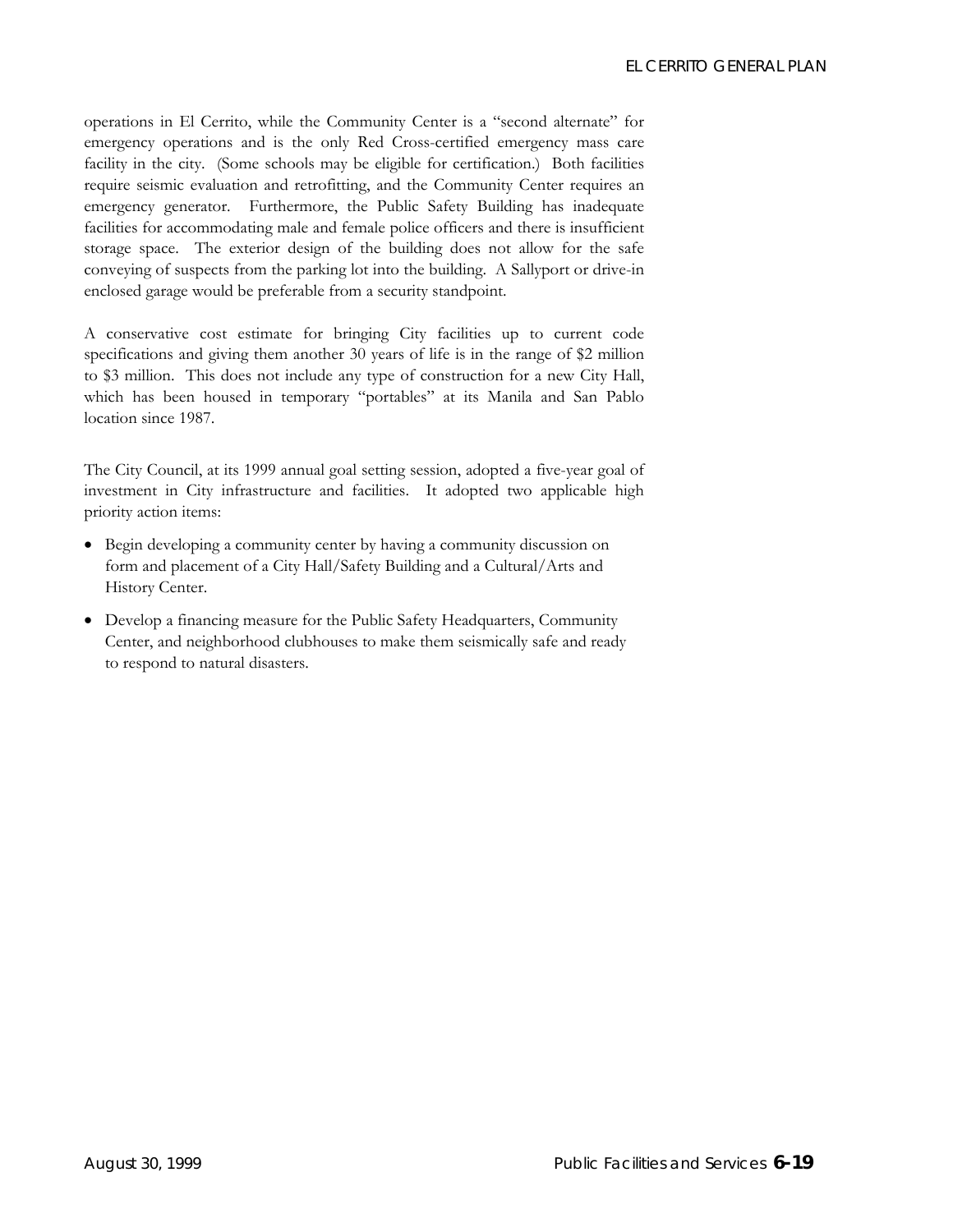operations in El Cerrito, while the Community Center is a "second alternate" for emergency operations and is the only Red Cross-certified emergency mass care facility in the city. (Some schools may be eligible for certification.) Both facilities require seismic evaluation and retrofitting, and the Community Center requires an emergency generator. Furthermore, the Public Safety Building has inadequate facilities for accommodating male and female police officers and there is insufficient storage space. The exterior design of the building does not allow for the safe conveying of suspects from the parking lot into the building. A Sallyport or drive-in enclosed garage would be preferable from a security standpoint.

A conservative cost estimate for bringing City facilities up to current code specifications and giving them another 30 years of life is in the range of $2 million to $3 million. This does not include any type of construction for a new City Hall, which has been housed in temporary "portables" at its Manila and San Pablo location since 1987.

The City Council, at its 1999 annual goal setting session, adopted a five-year goal of investment in City infrastructure and facilities. It adopted two applicable high priority action items:

- Begin developing a community center by having a community discussion on form and placement of a City Hall/Safety Building and a Cultural/Arts and History Center.
- Develop a financing measure for the Public Safety Headquarters, Community Center, and neighborhood clubhouses to make them seismically safe and ready to respond to natural disasters.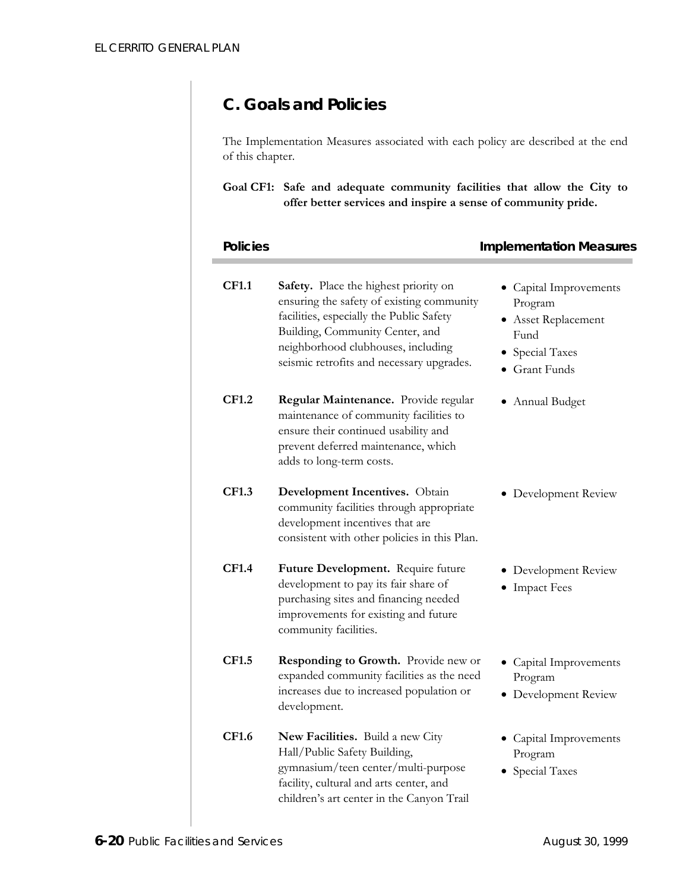## C. Goals and Policies

The Implementation Measures associated with each policy are described at the end of this chapter.

**Goal CF1: Safe and adequate community facilities that allow the City to offer better services and inspire a sense of community pride.**

| Policies | | Implementation Measures |
|---|---|---|
| **CF1.1** | **Safety.** Place the highest priority on ensuring the safety of existing community facilities, especially the Public Safety Building, Community Center, and neighborhood clubhouses, including seismic retrofits and necessary upgrades. | • Capital Improvements Program<br>• Asset Replacement Fund<br>• Special Taxes<br>• Grant Funds |
| **CF1.2** | **Regular Maintenance.** Provide regular maintenance of community facilities to ensure their continued usability and prevent deferred maintenance, which adds to long-term costs. | • Annual Budget |
| **CF1.3** | **Development Incentives.** Obtain community facilities through appropriate development incentives that are consistent with other policies in this Plan. | • Development Review |
| **CF1.4** | **Future Development.** Require future development to pay its fair share of purchasing sites and financing needed improvements for existing and future community facilities. | • Development Review<br>• Impact Fees |
| **CF1.5** | **Responding to Growth.** Provide new or expanded community facilities as the need increases due to increased population or development. | • Capital Improvements Program<br>• Development Review |
| **CF1.6** | **New Facilities.** Build a new City Hall/Public Safety Building, gymnasium/teen center/multi-purpose facility, cultural and arts center, and children's art center in the Canyon Trail | • Capital Improvements Program<br>• Special Taxes |